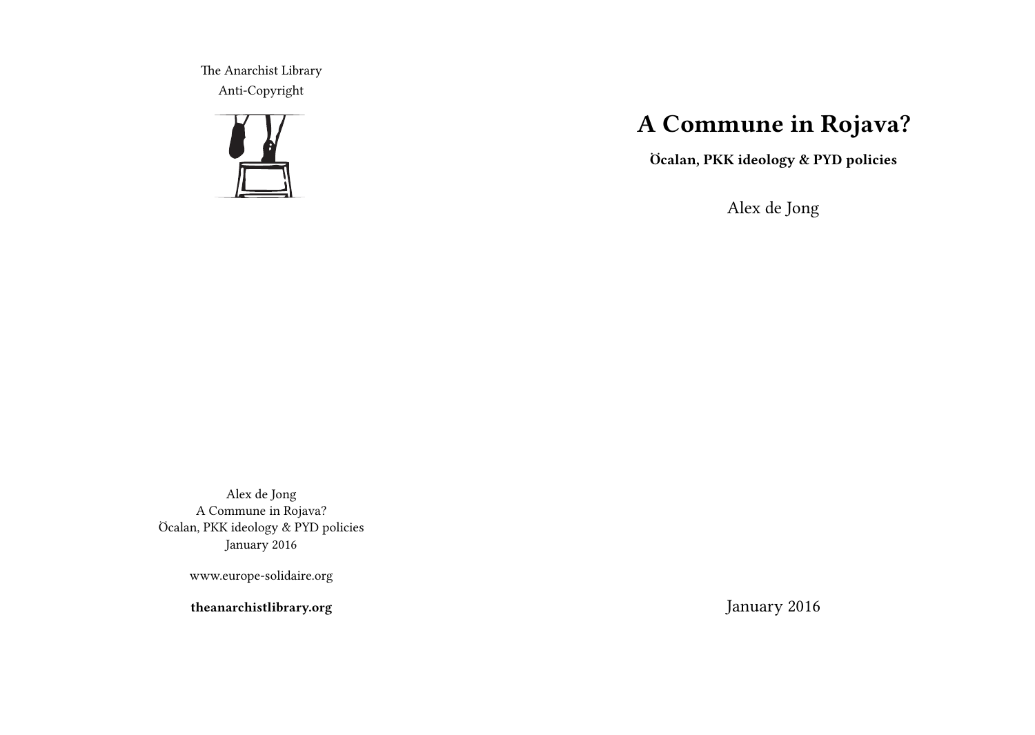The Anarchist Library
Anti-Copyright

Alex de Jong
A Commune in Rojava?
Öcalan, PKK ideology & PYD policies
January 2016

www.europe-solidaire.org

**theanarchistlibrary.org**

# A Commune in Rojava?

**Öcalan, PKK ideology & PYD policies**

Alex de Jong

January 2016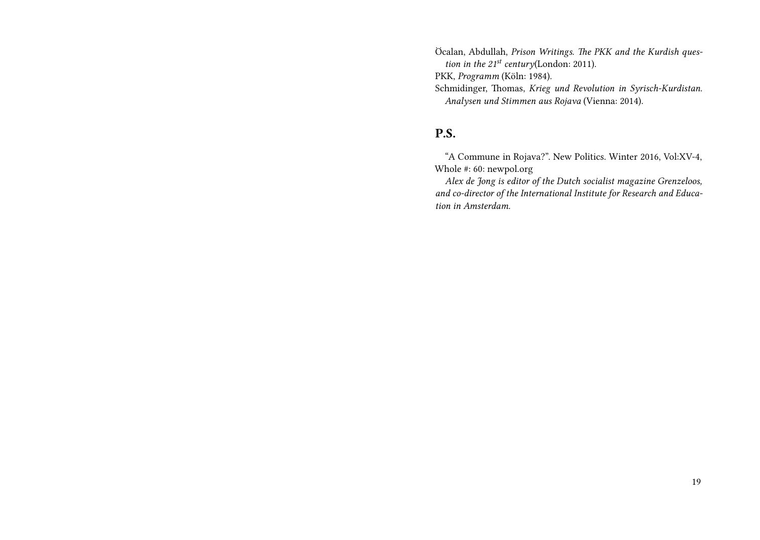Öcalan, Abdullah, *Prison Writings. The PKK and the Kurdish question in the 21st century*(London: 2011).

PKK, *Programm* (Köln: 1984).

Schmidinger, Thomas, *Krieg und Revolution in Syrisch-Kurdistan. Analysen und Stimmen aus Rojava* (Vienna: 2014).

## P.S.

"A Commune in Rojava?". New Politics. Winter 2016, Vol:XV-4, Whole #: 60: newpol.org

*Alex de Jong is editor of the Dutch socialist magazine Grenzeloos, and co-director of the International Institute for Research and Education in Amsterdam.*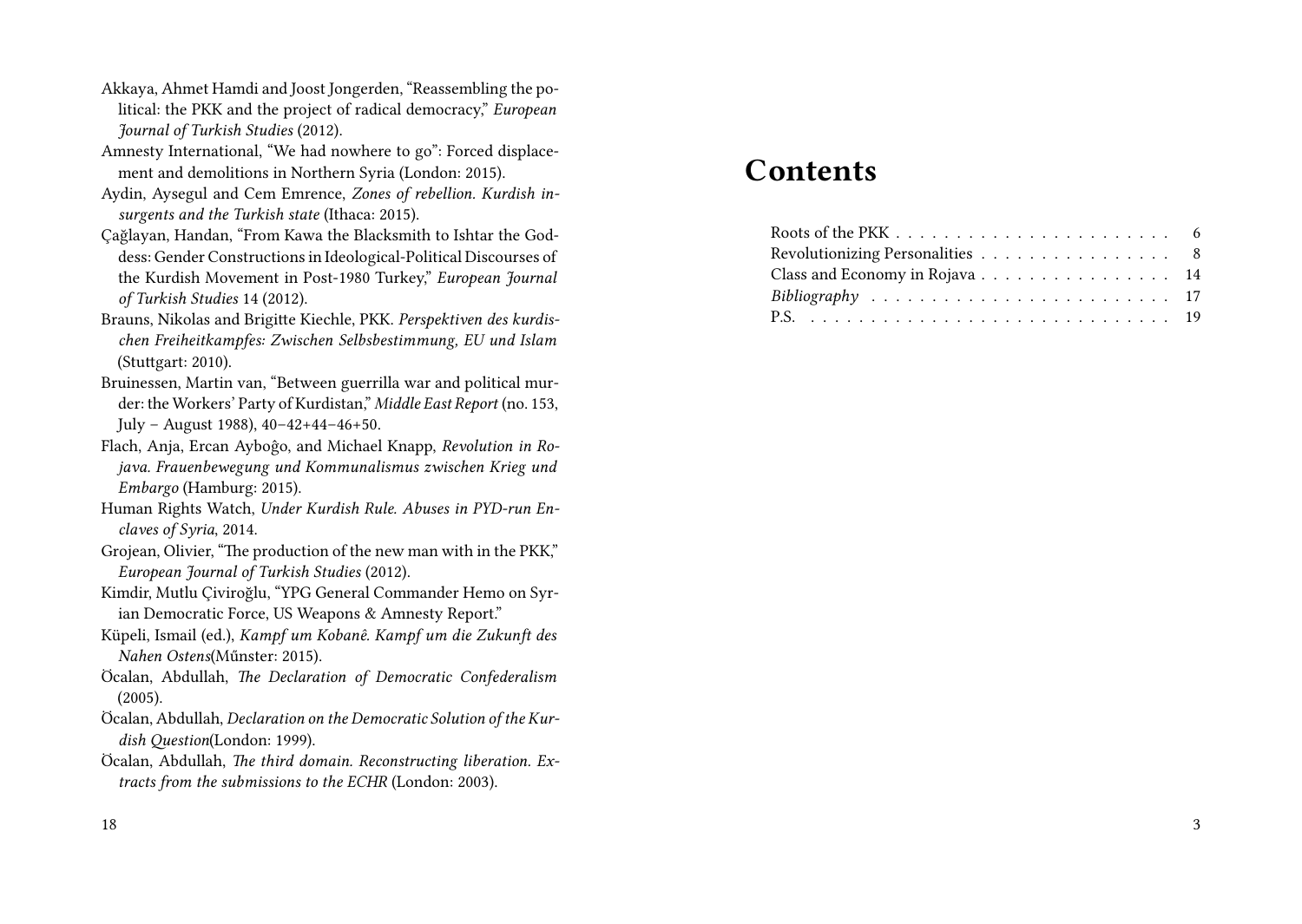Akkaya, Ahmet Hamdi and Joost Jongerden, "Reassembling the political: the PKK and the project of radical democracy," *European Journal of Turkish Studies* (2012).

Amnesty International, "We had nowhere to go": Forced displacement and demolitions in Northern Syria (London: 2015).

Aydin, Aysegul and Cem Emrence, *Zones of rebellion. Kurdish insurgents and the Turkish state* (Ithaca: 2015).

Çağlayan, Handan, "From Kawa the Blacksmith to Ishtar the Goddess: Gender Constructions in Ideological-Political Discourses of the Kurdish Movement in Post-1980 Turkey," *European Journal of Turkish Studies* 14 (2012).

Brauns, Nikolas and Brigitte Kiechle, PKK. *Perspektiven des kurdischen Freiheitkampfes: Zwischen Selbsbestimmung, EU und Islam* (Stuttgart: 2010).

Bruinessen, Martin van, "Between guerrilla war and political murder: the Workers' Party of Kurdistan," *Middle East Report* (no. 153, July – August 1988), 40–42+44–46+50.

Flach, Anja, Ercan Ayboĝo, and Michael Knapp, *Revolution in Rojava. Frauenbewegung und Kommunalismus zwischen Krieg und Embargo* (Hamburg: 2015).

Human Rights Watch, *Under Kurdish Rule. Abuses in PYD-run Enclaves of Syria*, 2014.

Grojean, Olivier, "The production of the new man with in the PKK," *European Journal of Turkish Studies* (2012).

Kimdir, Mutlu Çiviroğlu, "YPG General Commander Hemo on Syrian Democratic Force, US Weapons & Amnesty Report."

Küpeli, Ismail (ed.), *Kampf um Kobanê. Kampf um die Zukunft des Nahen Ostens*(Műnster: 2015).

Öcalan, Abdullah, *The Declaration of Democratic Confederalism* (2005).

Öcalan, Abdullah, *Declaration on the Democratic Solution of the Kurdish Question*(London: 1999).

Öcalan, Abdullah, *The third domain. Reconstructing liberation. Extracts from the submissions to the ECHR* (London: 2003).

# Contents

- Roots of the PKK . . . . . . . . . . 6
- Revolutionizing Personalities . . . . . . . . . . 8
- Class and Economy in Rojava . . . . . . . . . . 14
- *Bibliography* . . . . . . . . . . 17
- P.S. . . . . . . . . . . 19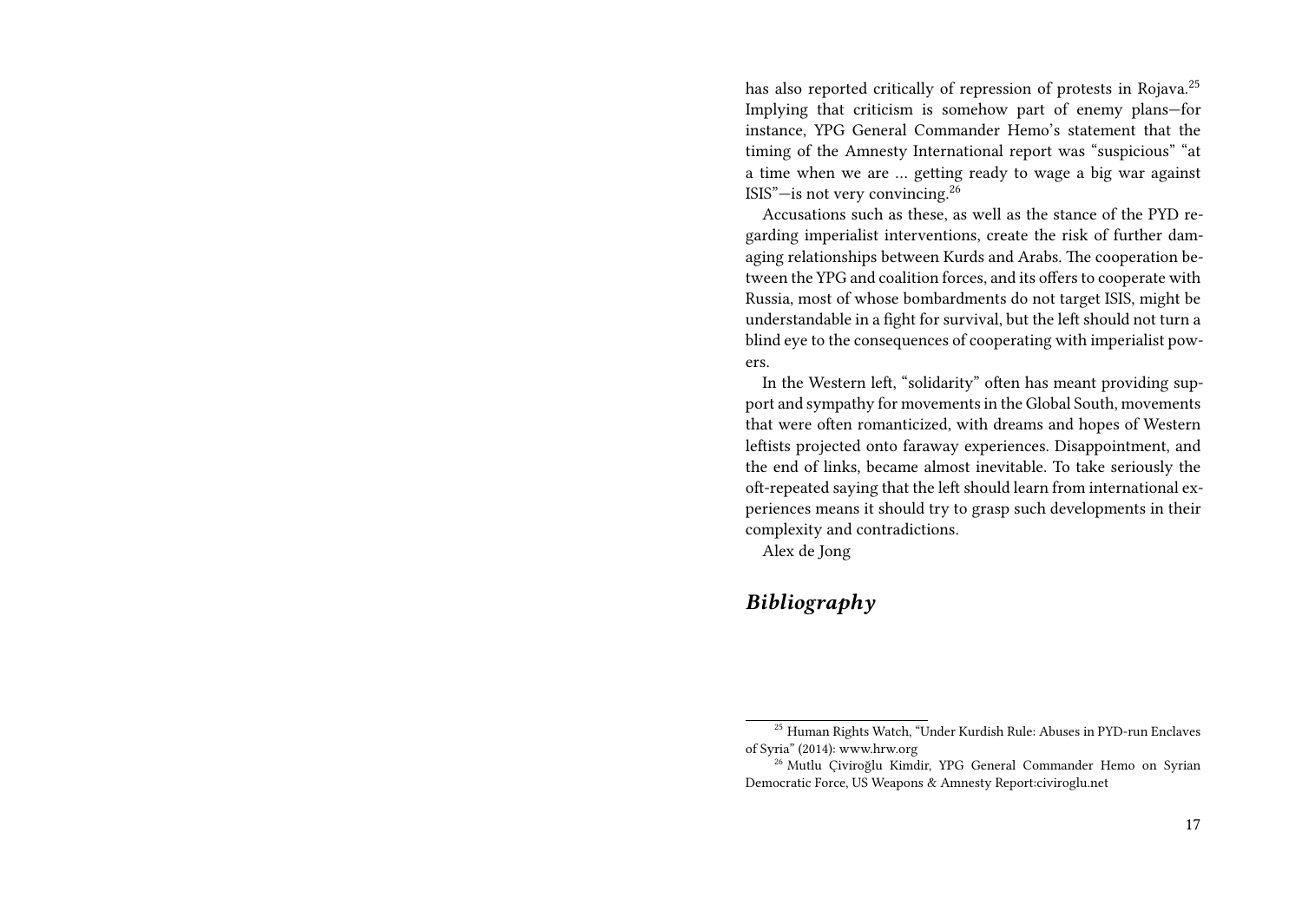has also reported critically of repression of protests in Rojava.[25] Implying that criticism is somehow part of enemy plans—for instance, YPG General Commander Hemo's statement that the timing of the Amnesty International report was "suspicious" "at a time when we are … getting ready to wage a big war against ISIS"—is not very convincing.[26]

Accusations such as these, as well as the stance of the PYD regarding imperialist interventions, create the risk of further damaging relationships between Kurds and Arabs. The cooperation between the YPG and coalition forces, and its offers to cooperate with Russia, most of whose bombardments do not target ISIS, might be understandable in a fight for survival, but the left should not turn a blind eye to the consequences of cooperating with imperialist powers.

In the Western left, "solidarity" often has meant providing support and sympathy for movements in the Global South, movements that were often romanticized, with dreams and hopes of Western leftists projected onto faraway experiences. Disappointment, and the end of links, became almost inevitable. To take seriously the oft-repeated saying that the left should learn from international experiences means it should try to grasp such developments in their complexity and contradictions.

Alex de Jong

## *Bibliography*

---

[25] Human Rights Watch, "Under Kurdish Rule: Abuses in PYD-run Enclaves of Syria" (2014): www.hrw.org

[26] Mutlu Çiviroğlu Kimdir, YPG General Commander Hemo on Syrian Democratic Force, US Weapons & Amnesty Report:civiroglu.net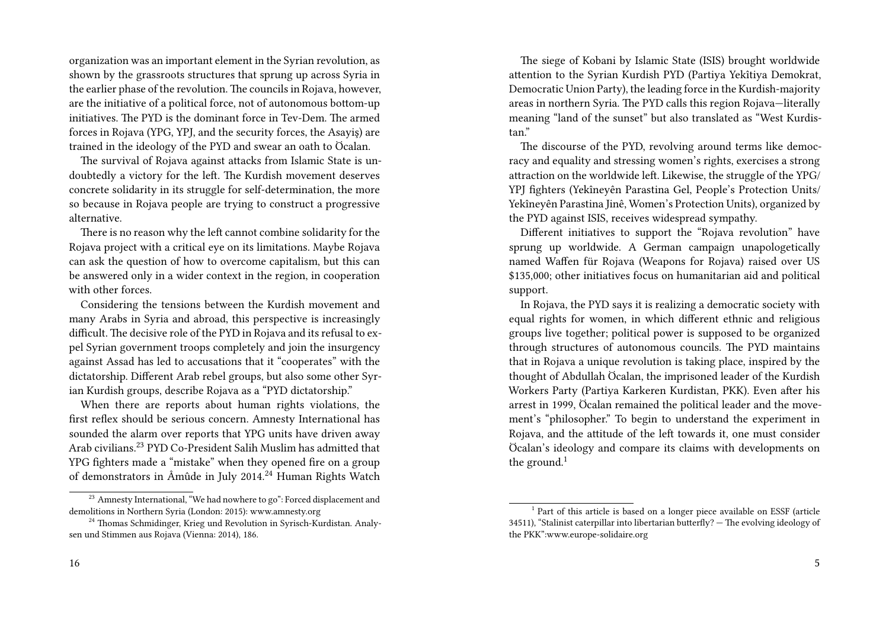organization was an important element in the Syrian revolution, as shown by the grassroots structures that sprung up across Syria in the earlier phase of the revolution. The councils in Rojava, however, are the initiative of a political force, not of autonomous bottom-up initiatives. The PYD is the dominant force in Tev-Dem. The armed forces in Rojava (YPG, YPJ, and the security forces, the Asayiş) are trained in the ideology of the PYD and swear an oath to Öcalan.

The survival of Rojava against attacks from Islamic State is undoubtedly a victory for the left. The Kurdish movement deserves concrete solidarity in its struggle for self-determination, the more so because in Rojava people are trying to construct a progressive alternative.

There is no reason why the left cannot combine solidarity for the Rojava project with a critical eye on its limitations. Maybe Rojava can ask the question of how to overcome capitalism, but this can be answered only in a wider context in the region, in cooperation with other forces.

Considering the tensions between the Kurdish movement and many Arabs in Syria and abroad, this perspective is increasingly difficult. The decisive role of the PYD in Rojava and its refusal to expel Syrian government troops completely and join the insurgency against Assad has led to accusations that it "cooperates" with the dictatorship. Different Arab rebel groups, but also some other Syrian Kurdish groups, describe Rojava as a "PYD dictatorship."

When there are reports about human rights violations, the first reflex should be serious concern. Amnesty International has sounded the alarm over reports that YPG units have driven away Arab civilians.[23] PYD Co-President Salih Muslim has admitted that YPG fighters made a "mistake" when they opened fire on a group of demonstrators in Âmûde in July 2014.[24] Human Rights Watch

[23] Amnesty International, "We had nowhere to go": Forced displacement and demolitions in Northern Syria (London: 2015): www.amnesty.org

[24] Thomas Schmidinger, Krieg und Revolution in Syrisch-Kurdistan. Analysen und Stimmen aus Rojava (Vienna: 2014), 186.

The siege of Kobani by Islamic State (ISIS) brought worldwide attention to the Syrian Kurdish PYD (Partiya Yekîtiya Demokrat, Democratic Union Party), the leading force in the Kurdish-majority areas in northern Syria. The PYD calls this region Rojava—literally meaning "land of the sunset" but also translated as "West Kurdistan."

The discourse of the PYD, revolving around terms like democracy and equality and stressing women's rights, exercises a strong attraction on the worldwide left. Likewise, the struggle of the YPG/YPJ fighters (Yekîneyên Parastina Gel, People's Protection Units/Yekîneyên Parastina Jinê, Women's Protection Units), organized by the PYD against ISIS, receives widespread sympathy.

Different initiatives to support the "Rojava revolution" have sprung up worldwide. A German campaign unapologetically named Waffen für Rojava (Weapons for Rojava) raised over US $135,000; other initiatives focus on humanitarian aid and political support.

In Rojava, the PYD says it is realizing a democratic society with equal rights for women, in which different ethnic and religious groups live together; political power is supposed to be organized through structures of autonomous councils. The PYD maintains that in Rojava a unique revolution is taking place, inspired by the thought of Abdullah Öcalan, the imprisoned leader of the Kurdish Workers Party (Partiya Karkeren Kurdistan, PKK). Even after his arrest in 1999, Öcalan remained the political leader and the movement's "philosopher." To begin to understand the experiment in Rojava, and the attitude of the left towards it, one must consider Öcalan's ideology and compare its claims with developments on the ground.[1]

[1] Part of this article is based on a longer piece available on ESSF (article 34511), "Stalinist caterpillar into libertarian butterfly? — The evolving ideology of the PKK":www.europe-solidaire.org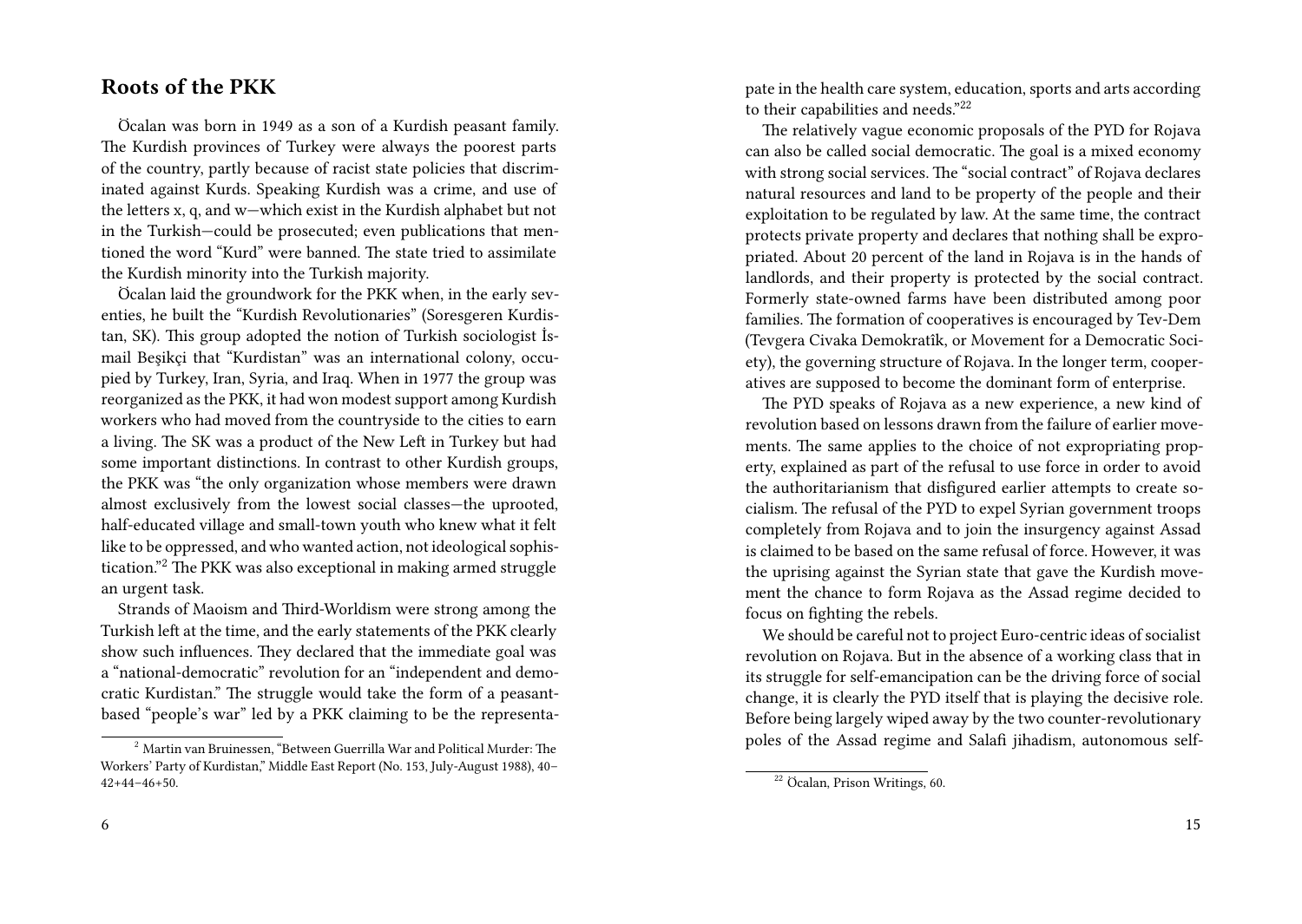## Roots of the PKK

Öcalan was born in 1949 as a son of a Kurdish peasant family. The Kurdish provinces of Turkey were always the poorest parts of the country, partly because of racist state policies that discriminated against Kurds. Speaking Kurdish was a crime, and use of the letters x, q, and w—which exist in the Kurdish alphabet but not in the Turkish—could be prosecuted; even publications that mentioned the word "Kurd" were banned. The state tried to assimilate the Kurdish minority into the Turkish majority.

Öcalan laid the groundwork for the PKK when, in the early seventies, he built the "Kurdish Revolutionaries" (Soresgeren Kurdistan, SK). This group adopted the notion of Turkish sociologist İsmail Beşikçi that "Kurdistan" was an international colony, occupied by Turkey, Iran, Syria, and Iraq. When in 1977 the group was reorganized as the PKK, it had won modest support among Kurdish workers who had moved from the countryside to the cities to earn a living. The SK was a product of the New Left in Turkey but had some important distinctions. In contrast to other Kurdish groups, the PKK was "the only organization whose members were drawn almost exclusively from the lowest social classes—the uprooted, half-educated village and small-town youth who knew what it felt like to be oppressed, and who wanted action, not ideological sophistication."[2] The PKK was also exceptional in making armed struggle an urgent task.

Strands of Maoism and Third-Worldism were strong among the Turkish left at the time, and the early statements of the PKK clearly show such influences. They declared that the immediate goal was a "national-democratic" revolution for an "independent and democratic Kurdistan." The struggle would take the form of a peasant-based "people's war" led by a PKK claiming to be the representa-

[2] Martin van Bruinessen, "Between Guerrilla War and Political Murder: The Workers' Party of Kurdistan," Middle East Report (No. 153, July-August 1988), 40–42+44–46+50.

pate in the health care system, education, sports and arts according to their capabilities and needs."[22]

The relatively vague economic proposals of the PYD for Rojava can also be called social democratic. The goal is a mixed economy with strong social services. The "social contract" of Rojava declares natural resources and land to be property of the people and their exploitation to be regulated by law. At the same time, the contract protects private property and declares that nothing shall be expropriated. About 20 percent of the land in Rojava is in the hands of landlords, and their property is protected by the social contract. Formerly state-owned farms have been distributed among poor families. The formation of cooperatives is encouraged by Tev-Dem (Tevgera Civaka Demokratîk, or Movement for a Democratic Society), the governing structure of Rojava. In the longer term, cooperatives are supposed to become the dominant form of enterprise.

The PYD speaks of Rojava as a new experience, a new kind of revolution based on lessons drawn from the failure of earlier movements. The same applies to the choice of not expropriating property, explained as part of the refusal to use force in order to avoid the authoritarianism that disfigured earlier attempts to create socialism. The refusal of the PYD to expel Syrian government troops completely from Rojava and to join the insurgency against Assad is claimed to be based on the same refusal of force. However, it was the uprising against the Syrian state that gave the Kurdish movement the chance to form Rojava as the Assad regime decided to focus on fighting the rebels.

We should be careful not to project Euro-centric ideas of socialist revolution on Rojava. But in the absence of a working class that in its struggle for self-emancipation can be the driving force of social change, it is clearly the PYD itself that is playing the decisive role. Before being largely wiped away by the two counter-revolutionary poles of the Assad regime and Salafi jihadism, autonomous self-

[22] Öcalan, Prison Writings, 60.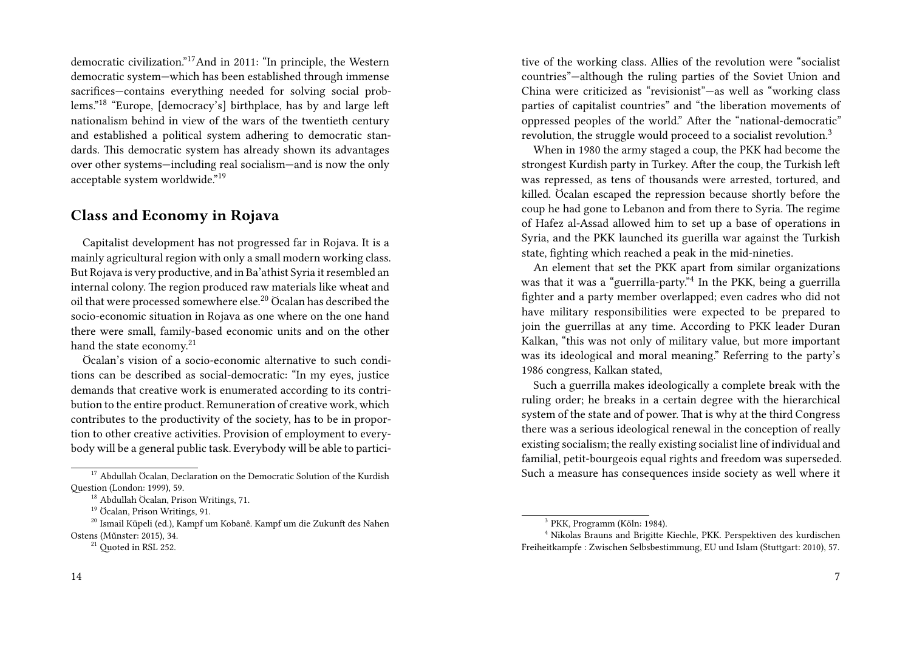democratic civilization."[17] And in 2011: "In principle, the Western democratic system—which has been established through immense sacrifices—contains everything needed for solving social problems."[18] "Europe, [democracy's] birthplace, has by and large left nationalism behind in view of the wars of the twentieth century and established a political system adhering to democratic standards. This democratic system has already shown its advantages over other systems—including real socialism—and is now the only acceptable system worldwide."[19]

## Class and Economy in Rojava

Capitalist development has not progressed far in Rojava. It is a mainly agricultural region with only a small modern working class. But Rojava is very productive, and in Ba'athist Syria it resembled an internal colony. The region produced raw materials like wheat and oil that were processed somewhere else.[20] Öcalan has described the socio-economic situation in Rojava as one where on the one hand there were small, family-based economic units and on the other hand the state economy.[21]

Öcalan's vision of a socio-economic alternative to such conditions can be described as social-democratic: "In my eyes, justice demands that creative work is enumerated according to its contribution to the entire product. Remuneration of creative work, which contributes to the productivity of the society, has to be in proportion to other creative activities. Provision of employment to everybody will be a general public task. Everybody will be able to partici-

[17] Abdullah Öcalan, Declaration on the Democratic Solution of the Kurdish Question (London: 1999), 59.

[18] Abdullah Öcalan, Prison Writings, 71.

[19] Öcalan, Prison Writings, 91.

[20] Ismail Küpeli (ed.), Kampf um Kobanê. Kampf um die Zukunft des Nahen Ostens (Műnster: 2015), 34.

[21] Quoted in RSL 252.

tive of the working class. Allies of the revolution were "socialist countries"—although the ruling parties of the Soviet Union and China were criticized as "revisionist"—as well as "working class parties of capitalist countries" and "the liberation movements of oppressed peoples of the world." After the "national-democratic" revolution, the struggle would proceed to a socialist revolution.[3]

When in 1980 the army staged a coup, the PKK had become the strongest Kurdish party in Turkey. After the coup, the Turkish left was repressed, as tens of thousands were arrested, tortured, and killed. Öcalan escaped the repression because shortly before the coup he had gone to Lebanon and from there to Syria. The regime of Hafez al-Assad allowed him to set up a base of operations in Syria, and the PKK launched its guerilla war against the Turkish state, fighting which reached a peak in the mid-nineties.

An element that set the PKK apart from similar organizations was that it was a "guerrilla-party."[4] In the PKK, being a guerrilla fighter and a party member overlapped; even cadres who did not have military responsibilities were expected to be prepared to join the guerrillas at any time. According to PKK leader Duran Kalkan, "this was not only of military value, but more important was its ideological and moral meaning." Referring to the party's 1986 congress, Kalkan stated,

Such a guerrilla makes ideologically a complete break with the ruling order; he breaks in a certain degree with the hierarchical system of the state and of power. That is why at the third Congress there was a serious ideological renewal in the conception of really existing socialism; the really existing socialist line of individual and familial, petit-bourgeois equal rights and freedom was superseded. Such a measure has consequences inside society as well where it

[3] PKK, Programm (Köln: 1984).

[4] Nikolas Brauns and Brigitte Kiechle, PKK. Perspektiven des kurdischen Freiheitkampfe : Zwischen Selbsbestimmung, EU und Islam (Stuttgart: 2010), 57.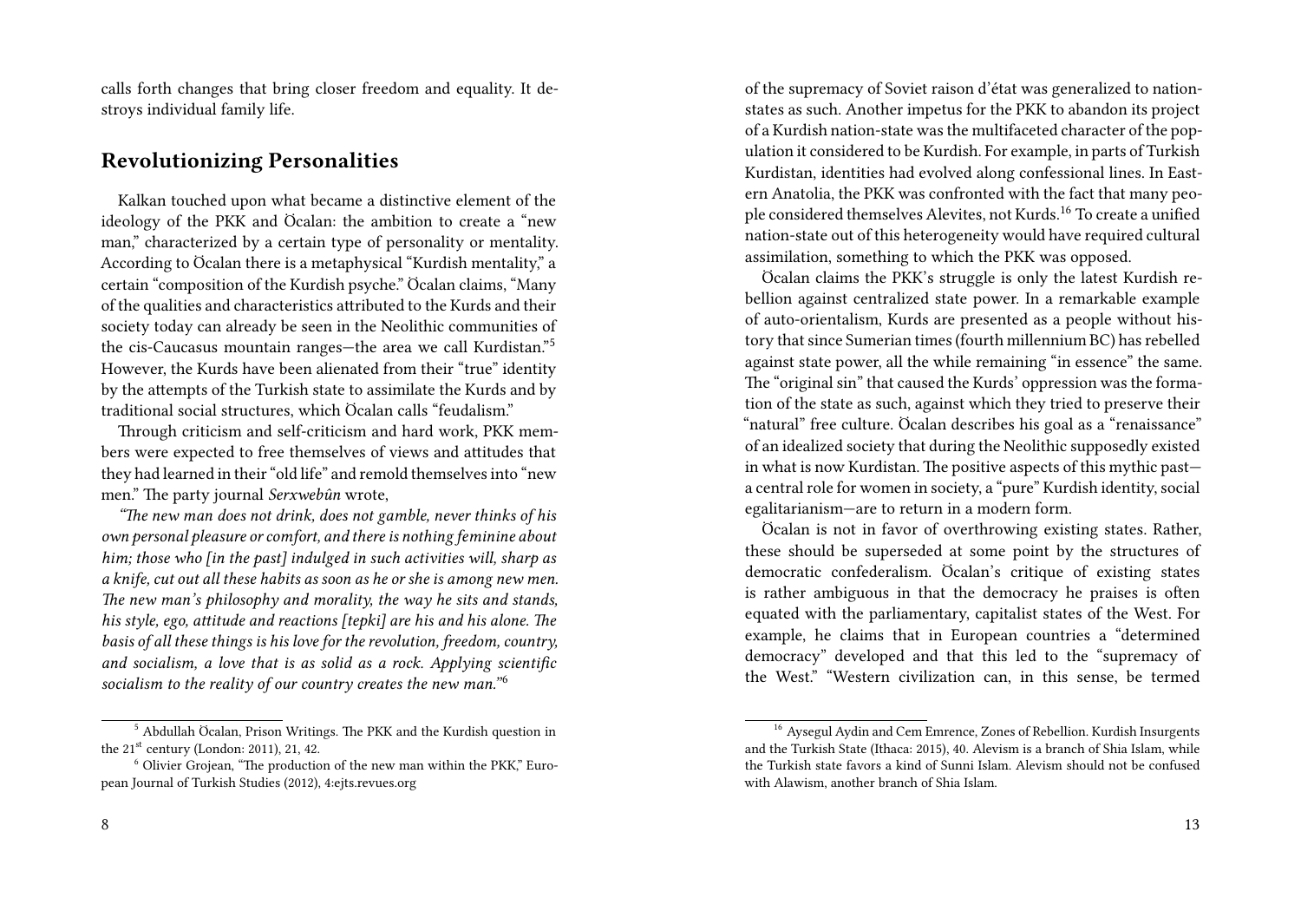calls forth changes that bring closer freedom and equality. It destroys individual family life.

## Revolutionizing Personalities

Kalkan touched upon what became a distinctive element of the ideology of the PKK and Öcalan: the ambition to create a "new man," characterized by a certain type of personality or mentality. According to Öcalan there is a metaphysical "Kurdish mentality," a certain "composition of the Kurdish psyche." Öcalan claims, "Many of the qualities and characteristics attributed to the Kurds and their society today can already be seen in the Neolithic communities of the cis-Caucasus mountain ranges—the area we call Kurdistan."[5] However, the Kurds have been alienated from their "true" identity by the attempts of the Turkish state to assimilate the Kurds and by traditional social structures, which Öcalan calls "feudalism."

Through criticism and self-criticism and hard work, PKK members were expected to free themselves of views and attitudes that they had learned in their "old life" and remold themselves into "new men." The party journal *Serxwebûn* wrote,

*"The new man does not drink, does not gamble, never thinks of his own personal pleasure or comfort, and there is nothing feminine about him; those who [in the past] indulged in such activities will, sharp as a knife, cut out all these habits as soon as he or she is among new men. The new man's philosophy and morality, the way he sits and stands, his style, ego, attitude and reactions [tepki] are his and his alone. The basis of all these things is his love for the revolution, freedom, country, and socialism, a love that is as solid as a rock. Applying scientific socialism to the reality of our country creates the new man."*[6]

[5] Abdullah Öcalan, Prison Writings. The PKK and the Kurdish question in the 21st century (London: 2011), 21, 42.

[6] Olivier Grojean, "The production of the new man within the PKK," European Journal of Turkish Studies (2012), 4:ejts.revues.org

of the supremacy of Soviet raison d'état was generalized to nation-states as such. Another impetus for the PKK to abandon its project of a Kurdish nation-state was the multifaceted character of the population it considered to be Kurdish. For example, in parts of Turkish Kurdistan, identities had evolved along confessional lines. In Eastern Anatolia, the PKK was confronted with the fact that many people considered themselves Alevites, not Kurds.[16] To create a unified nation-state out of this heterogeneity would have required cultural assimilation, something to which the PKK was opposed.

Öcalan claims the PKK's struggle is only the latest Kurdish rebellion against centralized state power. In a remarkable example of auto-orientalism, Kurds are presented as a people without history that since Sumerian times (fourth millennium BC) has rebelled against state power, all the while remaining "in essence" the same. The "original sin" that caused the Kurds' oppression was the formation of the state as such, against which they tried to preserve their "natural" free culture. Öcalan describes his goal as a "renaissance" of an idealized society that during the Neolithic supposedly existed in what is now Kurdistan. The positive aspects of this mythic past—a central role for women in society, a "pure" Kurdish identity, social egalitarianism—are to return in a modern form.

Öcalan is not in favor of overthrowing existing states. Rather, these should be superseded at some point by the structures of democratic confederalism. Öcalan's critique of existing states is rather ambiguous in that the democracy he praises is often equated with the parliamentary, capitalist states of the West. For example, he claims that in European countries a "determined democracy" developed and that this led to the "supremacy of the West." "Western civilization can, in this sense, be termed

[16] Aysegul Aydin and Cem Emrence, Zones of Rebellion. Kurdish Insurgents and the Turkish State (Ithaca: 2015), 40. Alevism is a branch of Shia Islam, while the Turkish state favors a kind of Sunni Islam. Alevism should not be confused with Alawism, another branch of Shia Islam.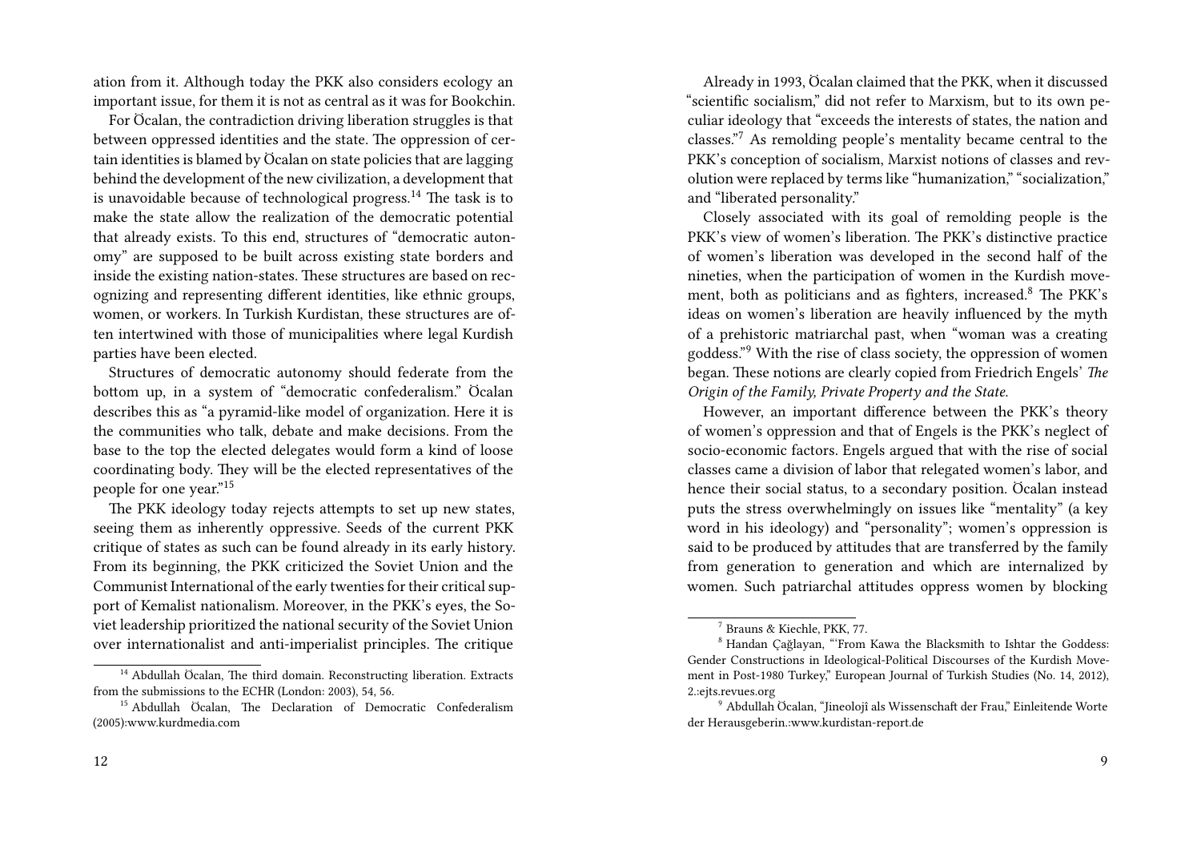ation from it. Although today the PKK also considers ecology an important issue, for them it is not as central as it was for Bookchin.

For Öcalan, the contradiction driving liberation struggles is that between oppressed identities and the state. The oppression of certain identities is blamed by Öcalan on state policies that are lagging behind the development of the new civilization, a development that is unavoidable because of technological progress.[14] The task is to make the state allow the realization of the democratic potential that already exists. To this end, structures of "democratic autonomy" are supposed to be built across existing state borders and inside the existing nation-states. These structures are based on recognizing and representing different identities, like ethnic groups, women, or workers. In Turkish Kurdistan, these structures are often intertwined with those of municipalities where legal Kurdish parties have been elected.

Structures of democratic autonomy should federate from the bottom up, in a system of "democratic confederalism." Öcalan describes this as "a pyramid-like model of organization. Here it is the communities who talk, debate and make decisions. From the base to the top the elected delegates would form a kind of loose coordinating body. They will be the elected representatives of the people for one year."[15]

The PKK ideology today rejects attempts to set up new states, seeing them as inherently oppressive. Seeds of the current PKK critique of states as such can be found already in its early history. From its beginning, the PKK criticized the Soviet Union and the Communist International of the early twenties for their critical support of Kemalist nationalism. Moreover, in the PKK's eyes, the Soviet leadership prioritized the national security of the Soviet Union over internationalist and anti-imperialist principles. The critique

[14] Abdullah Öcalan, The third domain. Reconstructing liberation. Extracts from the submissions to the ECHR (London: 2003), 54, 56.

[15] Abdullah Öcalan, The Declaration of Democratic Confederalism (2005):www.kurdmedia.com

Already in 1993, Öcalan claimed that the PKK, when it discussed "scientific socialism," did not refer to Marxism, but to its own peculiar ideology that "exceeds the interests of states, the nation and classes."[7] As remolding people's mentality became central to the PKK's conception of socialism, Marxist notions of classes and revolution were replaced by terms like "humanization," "socialization," and "liberated personality."

Closely associated with its goal of remolding people is the PKK's view of women's liberation. The PKK's distinctive practice of women's liberation was developed in the second half of the nineties, when the participation of women in the Kurdish movement, both as politicians and as fighters, increased.[8] The PKK's ideas on women's liberation are heavily influenced by the myth of a prehistoric matriarchal past, when "woman was a creating goddess."[9] With the rise of class society, the oppression of women began. These notions are clearly copied from Friedrich Engels' *The Origin of the Family, Private Property and the State*.

However, an important difference between the PKK's theory of women's oppression and that of Engels is the PKK's neglect of socio-economic factors. Engels argued that with the rise of social classes came a division of labor that relegated women's labor, and hence their social status, to a secondary position. Öcalan instead puts the stress overwhelmingly on issues like "mentality" (a key word in his ideology) and "personality"; women's oppression is said to be produced by attitudes that are transferred by the family from generation to generation and which are internalized by women. Such patriarchal attitudes oppress women by blocking

[7] Brauns & Kiechle, PKK, 77.

[8] Handan Çağlayan, "'From Kawa the Blacksmith to Ishtar the Goddess: Gender Constructions in Ideological-Political Discourses of the Kurdish Movement in Post-1980 Turkey," European Journal of Turkish Studies (No. 14, 2012), 2.:ejts.revues.org

[9] Abdullah Öcalan, "Jineolojî als Wissenschaft der Frau," Einleitende Worte der Herausgeberin.:www.kurdistan-report.de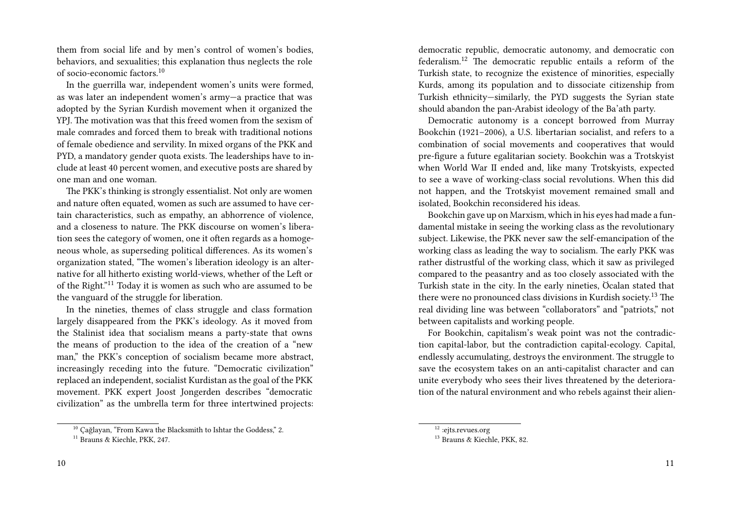them from social life and by men's control of women's bodies, behaviors, and sexualities; this explanation thus neglects the role of socio-economic factors.[10]

In the guerrilla war, independent women's units were formed, as was later an independent women's army—a practice that was adopted by the Syrian Kurdish movement when it organized the YPJ. The motivation was that this freed women from the sexism of male comrades and forced them to break with traditional notions of female obedience and servility. In mixed organs of the PKK and PYD, a mandatory gender quota exists. The leaderships have to include at least 40 percent women, and executive posts are shared by one man and one woman.

The PKK's thinking is strongly essentialist. Not only are women and nature often equated, women as such are assumed to have certain characteristics, such as empathy, an abhorrence of violence, and a closeness to nature. The PKK discourse on women's liberation sees the category of women, one it often regards as a homogeneous whole, as superseding political differences. As its women's organization stated, "The women's liberation ideology is an alternative for all hitherto existing world-views, whether of the Left or of the Right."[11] Today it is women as such who are assumed to be the vanguard of the struggle for liberation.

In the nineties, themes of class struggle and class formation largely disappeared from the PKK's ideology. As it moved from the Stalinist idea that socialism means a party-state that owns the means of production to the idea of the creation of a "new man," the PKK's conception of socialism became more abstract, increasingly receding into the future. "Democratic civilization" replaced an independent, socialist Kurdistan as the goal of the PKK movement. PKK expert Joost Jongerden describes "democratic civilization" as the umbrella term for three intertwined projects: democratic republic, democratic autonomy, and democratic con federalism.[12] The democratic republic entails a reform of the Turkish state, to recognize the existence of minorities, especially Kurds, among its population and to dissociate citizenship from Turkish ethnicity—similarly, the PYD suggests the Syrian state should abandon the pan-Arabist ideology of the Ba'ath party.

Democratic autonomy is a concept borrowed from Murray Bookchin (1921–2006), a U.S. libertarian socialist, and refers to a combination of social movements and cooperatives that would pre-figure a future egalitarian society. Bookchin was a Trotskyist when World War II ended and, like many Trotskyists, expected to see a wave of working-class social revolutions. When this did not happen, and the Trotskyist movement remained small and isolated, Bookchin reconsidered his ideas.

Bookchin gave up on Marxism, which in his eyes had made a fundamental mistake in seeing the working class as the revolutionary subject. Likewise, the PKK never saw the self-emancipation of the working class as leading the way to socialism. The early PKK was rather distrustful of the working class, which it saw as privileged compared to the peasantry and as too closely associated with the Turkish state in the city. In the early nineties, Öcalan stated that there were no pronounced class divisions in Kurdish society.[13] The real dividing line was between "collaborators" and "patriots," not between capitalists and working people.

For Bookchin, capitalism's weak point was not the contradiction capital-labor, but the contradiction capital-ecology. Capital, endlessly accumulating, destroys the environment. The struggle to save the ecosystem takes on an anti-capitalist character and can unite everybody who sees their lives threatened by the deterioration of the natural environment and who rebels against their alien-

---

[10] Çağlayan, "From Kawa the Blacksmith to Ishtar the Goddess," 2.

[11] Brauns & Kiechle, PKK, 247.

[12] :ejts.revues.org

[13] Brauns & Kiechle, PKK, 82.